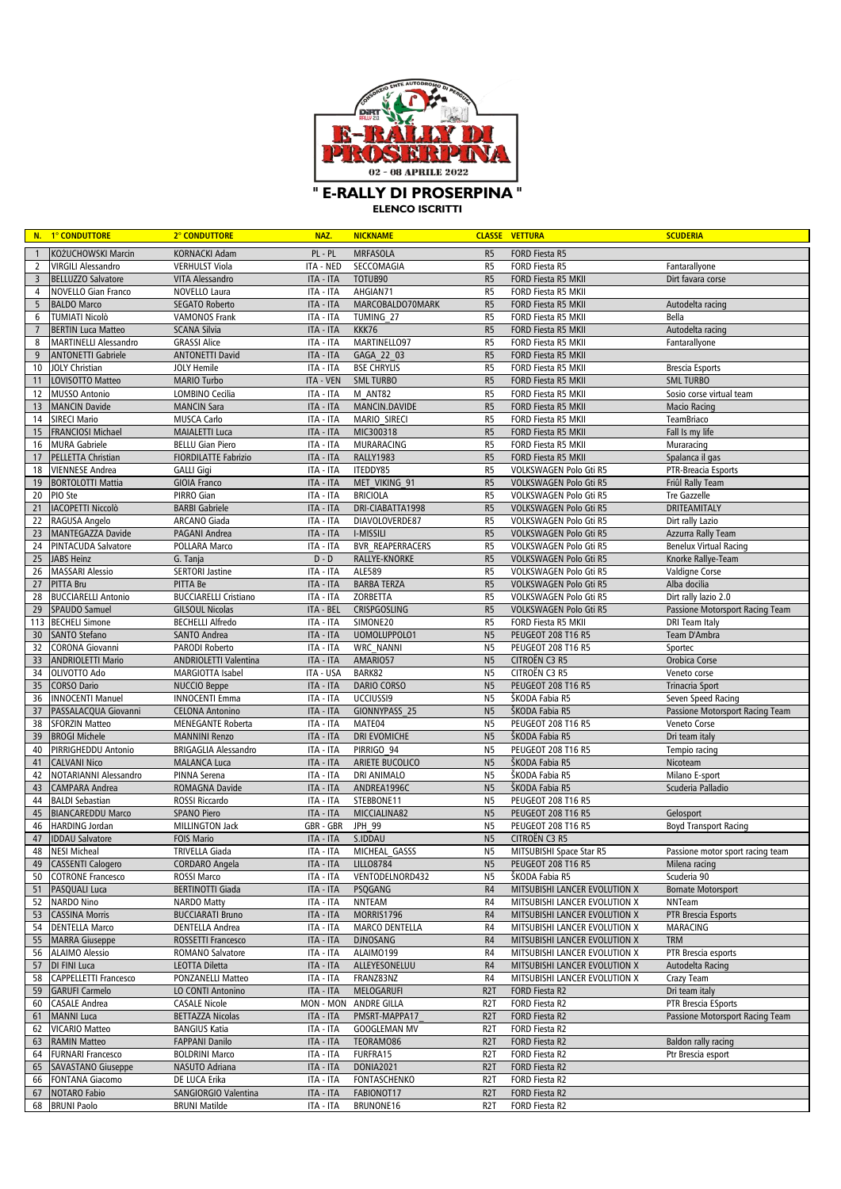# " E-RALLY DI PROSERPINA "

## ELENCO ISCRITTI

| N. | 1° CONDUTTORE | 2° CONDUTTORE | NAZ. | NICKNAME | CLASSE | VETTURA | SCUDERIA |
|---|---|---|---|---|---|---|---|
| 1 | KOŻUCHOWSKI Marcin | KORNACKI Adam | PL - PL | MRFASOLA | R5 | FORD Fiesta R5 | |
| 2 | VIRGILI Alessandro | VERHULST Viola | ITA - NED | SECCOMAGIA | R5 | FORD Fiesta R5 | Fantarallyone |
| 3 | BELLUZZO Salvatore | VITA Alessandro | ITA - ITA | TOTUB90 | R5 | FORD Fiesta R5 MKII | Dirt favara corse |
| 4 | NOVELLO Gian Franco | NOVELLO Laura | ITA - ITA | AHGIAN71 | R5 | FORD Fiesta R5 MKII | |
| 5 | BALDO Marco | SEGATO Roberto | ITA - ITA | MARCOBALDO70MARK | R5 | FORD Fiesta R5 MKII | Autodelta racing |
| 6 | TUMIATI Nicolò | VAMONOS Frank | ITA - ITA | TUMING_27 | R5 | FORD Fiesta R5 MKII | Bella |
| 7 | BERTIN Luca Matteo | SCANA Silvia | ITA - ITA | KKK76 | R5 | FORD Fiesta R5 MKII | Autodelta racing |
| 8 | MARTINELLI Alessandro | GRASSI Alice | ITA - ITA | MARTINELLO97 | R5 | FORD Fiesta R5 MKII | Fantarallyone |
| 9 | ANTONETTI Gabriele | ANTONETTI David | ITA - ITA | GAGA_22_03 | R5 | FORD Fiesta R5 MKII | |
| 10 | JOLY Christian | JOLY Hemile | ITA - ITA | BSE CHRYLIS | R5 | FORD Fiesta R5 MKII | Brescia Esports |
| 11 | LOVISOTTO Matteo | MARIO Turbo | ITA - VEN | SML TURBO | R5 | FORD Fiesta R5 MKII | SML TURBO |
| 12 | MUSSO Antonio | LOMBINO Cecilia | ITA - ITA | M_ANT82 | R5 | FORD Fiesta R5 MKII | Sosio corse virtual team |
| 13 | MANCIN Davide | MANCIN Sara | ITA - ITA | MANCIN.DAVIDE | R5 | FORD Fiesta R5 MKII | Macio Racing |
| 14 | SIRECI Mario | MUSCA Carlo | ITA - ITA | MARIO_SIRECI | R5 | FORD Fiesta R5 MKII | TeamBriaco |
| 15 | FRANCIOSI Michael | MAIALETTI Luca | ITA - ITA | MIC300318 | R5 | FORD Fiesta R5 MKII | Fall Is my life |
| 16 | MURA Gabriele | BELLU Gian Piero | ITA - ITA | MURARACING | R5 | FORD Fiesta R5 MKII | Muraracing |
| 17 | PELLETTA Christian | FIORDILATTE Fabrizio | ITA - ITA | RALLY1983 | R5 | FORD Fiesta R5 MKII | Spalanca il gas |
| 18 | VIENNESE Andrea | GALLI Gigi | ITA - ITA | ITEDDY85 | R5 | VOLKSWAGEN Polo Gti R5 | PTR-Breacia Esports |
| 19 | BORTOLOTTI Mattia | GIOIA Franco | ITA - ITA | MET_VIKING_91 | R5 | VOLKSWAGEN Polo Gti R5 | Friûl Rally Team |
| 20 | PIO Ste | PIRRO Gian | ITA - ITA | BRICIOLA | R5 | VOLKSWAGEN Polo Gti R5 | Tre Gazzelle |
| 21 | IACOPETTI Niccolò | BARBI Gabriele | ITA - ITA | DRI-CIABATTA1998 | R5 | VOLKSWAGEN Polo Gti R5 | DRITEAMITALY |
| 22 | RAGUSA Angelo | ARCANO Giada | ITA - ITA | DIAVOLOVERDE87 | R5 | VOLKSWAGEN Polo Gti R5 | Dirt rally Lazio |
| 23 | MANTEGAZZA Davide | PAGANI Andrea | ITA - ITA | I-MISSILI | R5 | VOLKSWAGEN Polo Gti R5 | Azzurra Rally Team |
| 24 | PINTACUDA Salvatore | POLLARA Marco | ITA - ITA | BVR_REAPERRACERS | R5 | VOLKSWAGEN Polo Gti R5 | Benelux Virtual Racing |
| 25 | JABS Heinz | G. Tanja | D - D | RALLYE-KNORKE | R5 | VOLKSWAGEN Polo Gti R5 | Knorke Rallye-Team |
| 26 | MASSARI Alessio | SERTORI Jastine | ITA - ITA | ALE589 | R5 | VOLKSWAGEN Polo Gti R5 | Valdigne Corse |
| 27 | PITTA Bru | PITTA Be | ITA - ITA | BARBA TERZA | R5 | VOLKSWAGEN Polo Gti R5 | Alba docilia |
| 28 | BUCCIARELLI Antonio | BUCCIARELLI Cristiano | ITA - ITA | ZORBETTA | R5 | VOLKSWAGEN Polo Gti R5 | Dirt rally lazio 2.0 |
| 29 | SPAUDO Samuel | GILSOUL Nicolas | ITA - BEL | CRISPGOSLING | R5 | VOLKSWAGEN Polo Gti R5 | Passione Motorsport Racing Team |
| 113 | BECHELI Simone | BECHELLI Alfredo | ITA - ITA | SIMONE20 | R5 | FORD Fiesta R5 MKII | DRI Team Italy |
| 30 | SANTO Stefano | SANTO Andrea | ITA - ITA | UOMOLUPPOLO1 | N5 | PEUGEOT 208 T16 R5 | Team D'Ambra |
| 32 | CORONA Giovanni | PARODI Roberto | ITA - ITA | WRC_NANNI | N5 | PEUGEOT 208 T16 R5 | Sportec |
| 33 | ANDRIOLETTI Mario | ANDRIOLETTI Valentina | ITA - ITA | AMARIO57 | N5 | CITROËN C3 R5 | Orobica Corse |
| 34 | OLIVOTTO Ado | MARGIOTTA Isabel | ITA - USA | BARK82 | N5 | CITROËN C3 R5 | Veneto corse |
| 35 | CORSO Dario | NUCCIO Beppe | ITA - ITA | DARIO CORSO | N5 | PEUGEOT 208 T16 R5 | Trinacria Sport |
| 36 | INNOCENTI Manuel | INNOCENTI Emma | ITA - ITA | UCCIUSSI9 | N5 | ŠKODA Fabia R5 | Seven Speed Racing |
| 37 | PASSALACQUA Giovanni | CELONA Antonino | ITA - ITA | GIONNYPASS_25 | N5 | ŠKODA Fabia R5 | Passione Motorsport Racing Team |
| 38 | SFORZIN Matteo | MENEGANTE Roberta | ITA - ITA | MATE04 | N5 | PEUGEOT 208 T16 R5 | Veneto Corse |
| 39 | BROGI Michele | MANNINI Renzo | ITA - ITA | DRI EVOMICHE | N5 | ŠKODA Fabia R5 | Dri team italy |
| 40 | PIRRIGHEDDU Antonio | BRIGAGLIA Alessandro | ITA - ITA | PIRRIGO_94 | N5 | PEUGEOT 208 T16 R5 | Tempio racing |
| 41 | CALVANI Nico | MALANCA Luca | ITA - ITA | ARIETE BUCOLICO | N5 | ŠKODA Fabia R5 | Nicoteam |
| 42 | NOTARIANNI Alessandro | PINNA Serena | ITA - ITA | DRI ANIMALO | N5 | ŠKODA Fabia R5 | Milano E-sport |
| 43 | CAMPARA Andrea | ROMAGNA Davide | ITA - ITA | ANDREA1996C | N5 | ŠKODA Fabia R5 | Scuderia Palladio |
| 44 | BALDI Sebastian | ROSSI Riccardo | ITA - ITA | STEBBONE11 | N5 | PEUGEOT 208 T16 R5 | |
| 45 | BIANCAREDDU Marco | SPANO Piero | ITA - ITA | MICCIALINA82 | N5 | PEUGEOT 208 T16 R5 | Gelosport |
| 46 | HARDING Jordan | MILLINGTON Jack | GBR - GBR | JPH_99 | N5 | PEUGEOT 208 T16 R5 | Boyd Transport Racing |
| 47 | IDDAU Salvatore | FOIS Mario | ITA - ITA | S.IDDAU | N5 | CITROËN C3 R5 | |
| 48 | NESI Micheal | TRIVELLA Giada | ITA - ITA | MICHEAL_GASSS | N5 | MITSUBISHI Space Star R5 | Passione motor sport racing team |
| 49 | CASSENTI Calogero | CORDARO Angela | ITA - ITA | LILLO8784 | N5 | PEUGEOT 208 T16 R5 | Milena racing |
| 50 | COTRONE Francesco | ROSSI Marco | ITA - ITA | VENTODELNORD432 | N5 | ŠKODA Fabia R5 | Scuderia 90 |
| 51 | PASQUALI Luca | BERTINOTTI Giada | ITA - ITA | PSQGANG | R4 | MITSUBISHI LANCER EVOLUTION X | Bornate Motorsport |
| 52 | NARDO Nino | NARDO Matty | ITA - ITA | NNTEAM | R4 | MITSUBISHI LANCER EVOLUTION X | NNTeam |
| 53 | CASSINA Morris | BUCCIARATI Bruno | ITA - ITA | MORRIS1796 | R4 | MITSUBISHI LANCER EVOLUTION X | PTR Brescia Esports |
| 54 | DENTELLA Marco | DENTELLA Andrea | ITA - ITA | MARCO DENTELLA | R4 | MITSUBISHI LANCER EVOLUTION X | MARACING |
| 55 | MARRA Giuseppe | ROSSETTI Francesco | ITA - ITA | DJNOSANG | R4 | MITSUBISHI LANCER EVOLUTION X | TRM |
| 56 | ALAIMO Alessio | ROMANO Salvatore | ITA - ITA | ALAIMO199 | R4 | MITSUBISHI LANCER EVOLUTION X | PTR Brescia esports |
| 57 | DI FINI Luca | LEOTTA Diletta | ITA - ITA | ALLEYESONELUU | R4 | MITSUBISHI LANCER EVOLUTION X | Autodelta Racing |
| 58 | CAPPELLETTI Francesco | PONZANELLI Matteo | ITA - ITA | FRANZ83NZ | R4 | MITSUBISHI LANCER EVOLUTION X | Crazy Team |
| 59 | GARUFI Carmelo | LO CONTI Antonino | ITA - ITA | MELOGARUFI | R2T | FORD Fiesta R2 | Dri team italy |
| 60 | CASALE Andrea | CASALE Nicole | MON - MON | ANDRE GILLA | R2T | FORD Fiesta R2 | PTR Brescia ESports |
| 61 | MANNI Luca | BETTAZZA Nicolas | ITA - ITA | PMSRT-MAPPA17_ | R2T | FORD Fiesta R2 | Passione Motorsport Racing Team |
| 62 | VICARIO Matteo | BANGIUS Katia | ITA - ITA | GOOGLEMAN MV | R2T | FORD Fiesta R2 | |
| 63 | RAMIN Matteo | FAPPANI Danilo | ITA - ITA | TEORAMO86 | R2T | FORD Fiesta R2 | Baldon rally racing |
| 64 | FURNARI Francesco | BOLDRINI Marco | ITA - ITA | FURFRA15 | R2T | FORD Fiesta R2 | Ptr Brescia esport |
| 65 | SAVASTANO Giuseppe | NASUTO Adriana | ITA - ITA | DONIA2021 | R2T | FORD Fiesta R2 | |
| 66 | FONTANA Giacomo | DE LUCA Erika | ITA - ITA | FONTASCHENKO | R2T | FORD Fiesta R2 | |
| 67 | NOTARO Fabio | SANGIORGIO Valentina | ITA - ITA | FABIONOT17 | R2T | FORD Fiesta R2 | |
| 68 | BRUNI Paolo | BRUNI Matilde | ITA - ITA | BRUNONE16 | R2T | FORD Fiesta R2 | |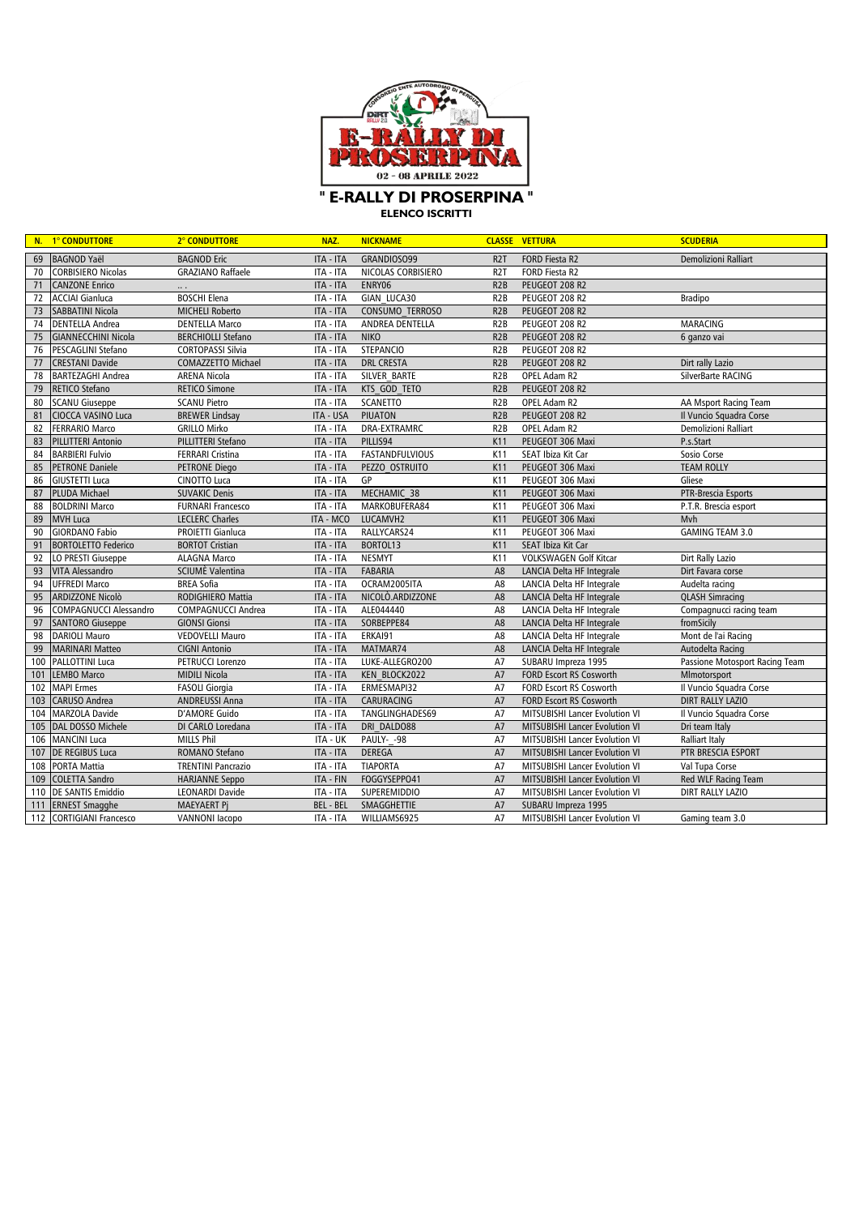# " E-RALLY DI PROSERPINA "

## ELENCO ISCRITTI

| N. | 1° CONDUTTORE | 2° CONDUTTORE | NAZ. | NICKNAME | CLASSE | VETTURA | SCUDERIA |
|---|---|---|---|---|---|---|---|
| 69 | BAGNOD Yaël | BAGNOD Eric | ITA - ITA | GRANDIOSO99 | R2T | FORD Fiesta R2 | Demolizioni Ralliart |
| 70 | CORBISIERO Nicolas | GRAZIANO Raffaele | ITA - ITA | NICOLAS CORBISIERO | R2T | FORD Fiesta R2 | |
| 71 | CANZONE Enrico | .. . | ITA - ITA | ENRY06 | R2B | PEUGEOT 208 R2 | |
| 72 | ACCIAI Gianluca | BOSCHI Elena | ITA - ITA | GIAN_LUCA30 | R2B | PEUGEOT 208 R2 | Bradipo |
| 73 | SABBATINI Nicola | MICHELI Roberto | ITA - ITA | CONSUMO_TERROSO | R2B | PEUGEOT 208 R2 | |
| 74 | DENTELLA Andrea | DENTELLA Marco | ITA - ITA | ANDREA DENTELLA | R2B | PEUGEOT 208 R2 | MARACING |
| 75 | GIANNECCHINI Nicola | BERCHIOLLI Stefano | ITA - ITA | NIKO | R2B | PEUGEOT 208 R2 | 6 ganzo vai |
| 76 | PESCAGLINI Stefano | CORTOPASSI Silvia | ITA - ITA | STEPANCIO | R2B | PEUGEOT 208 R2 | |
| 77 | CRESTANI Davide | COMAZZETTO Michael | ITA - ITA | DRL CRESTA | R2B | PEUGEOT 208 R2 | Dirt rally Lazio |
| 78 | BARTEZAGHI Andrea | ARENA Nicola | ITA - ITA | SILVER_BARTE | R2B | OPEL Adam R2 | SilverBarte RACING |
| 79 | RETICO Stefano | RETICO Simone | ITA - ITA | KTS_GOD_TETO | R2B | PEUGEOT 208 R2 | |
| 80 | SCANU Giuseppe | SCANU Pietro | ITA - ITA | SCANETTO | R2B | OPEL Adam R2 | AA Msport Racing Team |
| 81 | CIOCCA VASINO Luca | BREWER Lindsay | ITA - USA | PIUATON | R2B | PEUGEOT 208 R2 | Il Vuncio Squadra Corse |
| 82 | FERRARIO Marco | GRILLO Mirko | ITA - ITA | DRA-EXTRAMRC | R2B | OPEL Adam R2 | Demolizioni Ralliart |
| 83 | PILLITTERI Antonio | PILLITTERI Stefano | ITA - ITA | PILLIS94 | K11 | PEUGEOT 306 Maxi | P.s.Start |
| 84 | BARBIERI Fulvio | FERRARI Cristina | ITA - ITA | FASTANDFULVIOUS | K11 | SEAT Ibiza Kit Car | Sosio Corse |
| 85 | PETRONE Daniele | PETRONE Diego | ITA - ITA | PEZZO_OSTRUITO | K11 | PEUGEOT 306 Maxi | TEAM ROLLY |
| 86 | GIUSTETTI Luca | CINOTTO Luca | ITA - ITA | GP | K11 | PEUGEOT 306 Maxi | Gliese |
| 87 | PLUDA Michael | SUVAKIC Denis | ITA - ITA | MECHAMIC_38 | K11 | PEUGEOT 306 Maxi | PTR-Brescia Esports |
| 88 | BOLDRINI Marco | FURNARI Francesco | ITA - ITA | MARKOBUFERA84 | K11 | PEUGEOT 306 Maxi | P.T.R. Brescia esport |
| 89 | MVH Luca | LECLERC Charles | ITA - MCO | LUCAMVH2 | K11 | PEUGEOT 306 Maxi | Mvh |
| 90 | GIORDANO Fabio | PROIETTI Gianluca | ITA - ITA | RALLYCARS24 | K11 | PEUGEOT 306 Maxi | GAMING TEAM 3.0 |
| 91 | BORTOLETTO Federico | BORTOT Cristian | ITA - ITA | BORTOL13 | K11 | SEAT Ibiza Kit Car | |
| 92 | LO PRESTI Giuseppe | ALAGNA Marco | ITA - ITA | NESMYT | K11 | VOLKSWAGEN Golf Kitcar | Dirt Rally Lazio |
| 93 | VITA Alessandro | SCIUMÈ Valentina | ITA - ITA | FABARIA | A8 | LANCIA Delta HF Integrale | Dirt Favara corse |
| 94 | UFFREDI Marco | BREA Sofia | ITA - ITA | OCRAM2005ITA | A8 | LANCIA Delta HF Integrale | Audelta racing |
| 95 | ARDIZZONE Nicolò | RODIGHIERO Mattia | ITA - ITA | NICOLÒ.ARDIZZONE | A8 | LANCIA Delta HF Integrale | QLASH Simracing |
| 96 | COMPAGNUCCI Alessandro | COMPAGNUCCI Andrea | ITA - ITA | ALE044440 | A8 | LANCIA Delta HF Integrale | Compagnucci racing team |
| 97 | SANTORO Giuseppe | GIONSI Gionsi | ITA - ITA | SORBEPPE84 | A8 | LANCIA Delta HF Integrale | fromSicily |
| 98 | DARIOLI Mauro | VEDOVELLI Mauro | ITA - ITA | ERKAI91 | A8 | LANCIA Delta HF Integrale | Mont de l'ai Racing |
| 99 | MARINARI Matteo | CIGNI Antonio | ITA - ITA | MATMAR74 | A8 | LANCIA Delta HF Integrale | Autodelta Racing |
| 100 | PALLOTTINI Luca | PETRUCCI Lorenzo | ITA - ITA | LUKE-ALLEGRO200 | A7 | SUBARU Impreza 1995 | Passione Motosport Racing Team |
| 101 | LEMBO Marco | MIDILI Nicola | ITA - ITA | KEN_BLOCK2022 | A7 | FORD Escort RS Cosworth | MImotorsport |
| 102 | MAPI Ermes | FASOLI Giorgia | ITA - ITA | ERMESMAPI32 | A7 | FORD Escort RS Cosworth | Il Vuncio Squadra Corse |
| 103 | CARUSO Andrea | ANDREUSSI Anna | ITA - ITA | CARURACING | A7 | FORD Escort RS Cosworth | DIRT RALLY LAZIO |
| 104 | MARZOLA Davide | D'AMORE Guido | ITA - ITA | TANGLINGHADES69 | A7 | MITSUBISHI Lancer Evolution VI | Il Vuncio Squadra Corse |
| 105 | DAL DOSSO Michele | DI CARLO Loredana | ITA - ITA | DRI_DALDO88 | A7 | MITSUBISHI Lancer Evolution VI | Dri team Italy |
| 106 | MANCINI Luca | MILLS Phil | ITA - UK | PAULY-_-98 | A7 | MITSUBISHI Lancer Evolution VI | Ralliart Italy |
| 107 | DE REGIBUS Luca | ROMANO Stefano | ITA - ITA | DEREGA | A7 | MITSUBISHI Lancer Evolution VI | PTR BRESCIA ESPORT |
| 108 | PORTA Mattia | TRENTINI Pancrazio | ITA - ITA | TIAPORTA | A7 | MITSUBISHI Lancer Evolution VI | Val Tupa Corse |
| 109 | COLETTA Sandro | HARJANNE Seppo | ITA - FIN | FOGGYSEPPO41 | A7 | MITSUBISHI Lancer Evolution VI | Red WLF Racing Team |
| 110 | DE SANTIS Emiddio | LEONARDI Davide | ITA - ITA | SUPEREMIDDIO | A7 | MITSUBISHI Lancer Evolution VI | DIRT RALLY LAZIO |
| 111 | ERNEST Smagghe | MAEYAERT Pj | BEL - BEL | SMAGGHETTIE | A7 | SUBARU Impreza 1995 | |
| 112 | CORTIGIANI Francesco | VANNONI Iacopo | ITA - ITA | WILLIAMS6925 | A7 | MITSUBISHI Lancer Evolution VI | Gaming team 3.0 |